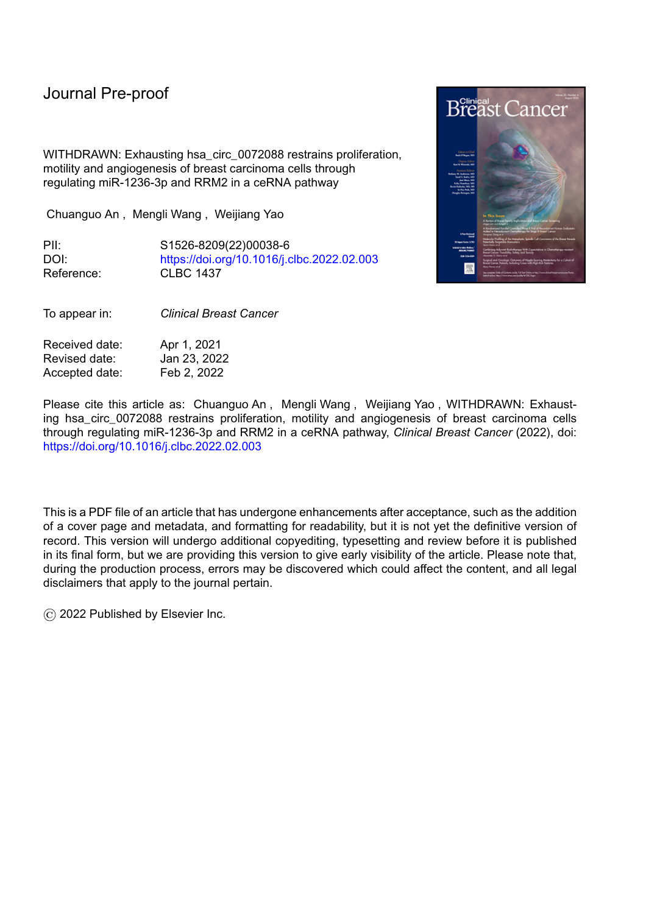# Journal Pre-proof

WITHDRAWN: Exhausting hsa_circ_0072088 restrains proliferation, motility and angiogenesis of breast carcinoma cells through regulating miR-1236-3p and RRM2 in a ceRNA pathway

Chuanguo An , Mengli Wang , Weijiang Yao

| | |
|---|---|
| PII: | S1526-8209(22)00038-6 |
| DOI: | https://doi.org/10.1016/j.clbc.2022.02.003 |
| Reference: | CLBC 1437 |

To appear in: *Clinical Breast Cancer*

| | |
|---|---|
| Received date: | Apr 1, 2021 |
| Revised date: | Jan 23, 2022 |
| Accepted date: | Feb 2, 2022 |

Please cite this article as: Chuanguo An , Mengli Wang , Weijiang Yao , WITHDRAWN: Exhausting hsa_circ_0072088 restrains proliferation, motility and angiogenesis of breast carcinoma cells through regulating miR-1236-3p and RRM2 in a ceRNA pathway, *Clinical Breast Cancer* (2022), doi: https://doi.org/10.1016/j.clbc.2022.02.003

This is a PDF file of an article that has undergone enhancements after acceptance, such as the addition of a cover page and metadata, and formatting for readability, but it is not yet the definitive version of record. This version will undergo additional copyediting, typesetting and review before it is published in its final form, but we are providing this version to give early visibility of the article. Please note that, during the production process, errors may be discovered which could affect the content, and all legal disclaimers that apply to the journal pertain.

© 2022 Published by Elsevier Inc.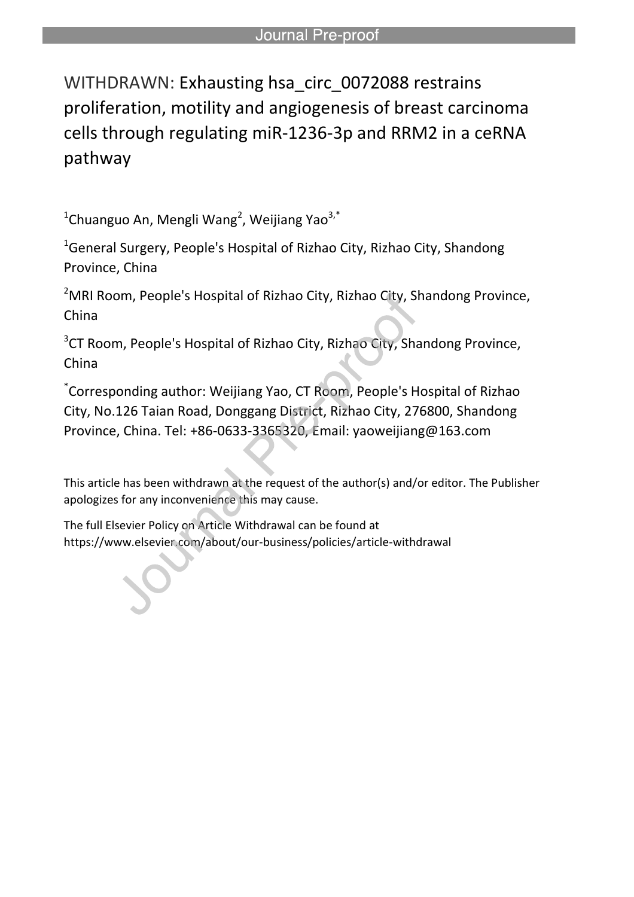# WITHDRAWN: Exhausting hsa_circ_0072088 restrains proliferation, motility and angiogenesis of breast carcinoma cells through regulating miR-1236-3p and RRM2 in a ceRNA pathway

[1]Chuanguo An, Mengli Wang[2], Weijiang Yao[3,*]

[1]General Surgery, People's Hospital of Rizhao City, Rizhao City, Shandong Province, China

[2]MRI Room, People's Hospital of Rizhao City, Rizhao City, Shandong Province, China

[3]CT Room, People's Hospital of Rizhao City, Rizhao City, Shandong Province, China

[*]Corresponding author: Weijiang Yao, CT Room, People's Hospital of Rizhao City, No.126 Taian Road, Donggang District, Rizhao City, 276800, Shandong Province, China. Tel: +86-0633-3365320, Email: yaoweijiang@163.com

This article has been withdrawn at the request of the author(s) and/or editor. The Publisher apologizes for any inconvenience this may cause.

The full Elsevier Policy on Article Withdrawal can be found at https://www.elsevier.com/about/our-business/policies/article-withdrawal